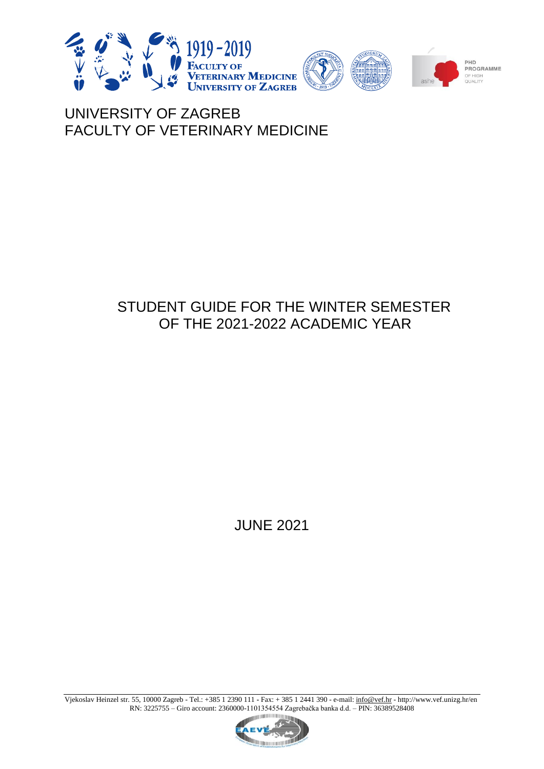# UNIVERSITY OF ZAGREB
# FACULTY OF VETERINARY MEDICINE

## STUDENT GUIDE FOR THE WINTER SEMESTER OF THE 2021-2022 ACADEMIC YEAR

JUNE 2021

Vjekoslav Heinzel str. 55, 10000 Zagreb - Tel.: +385 1 2390 111 - Fax: + 385 1 2441 390 - e-mail: info@vef.hr - http://www.vef.unizg.hr/en
RN: 3225755 – Giro account: 2360000-1101354554 Zagrebačka banka d.d. – PIN: 36389528408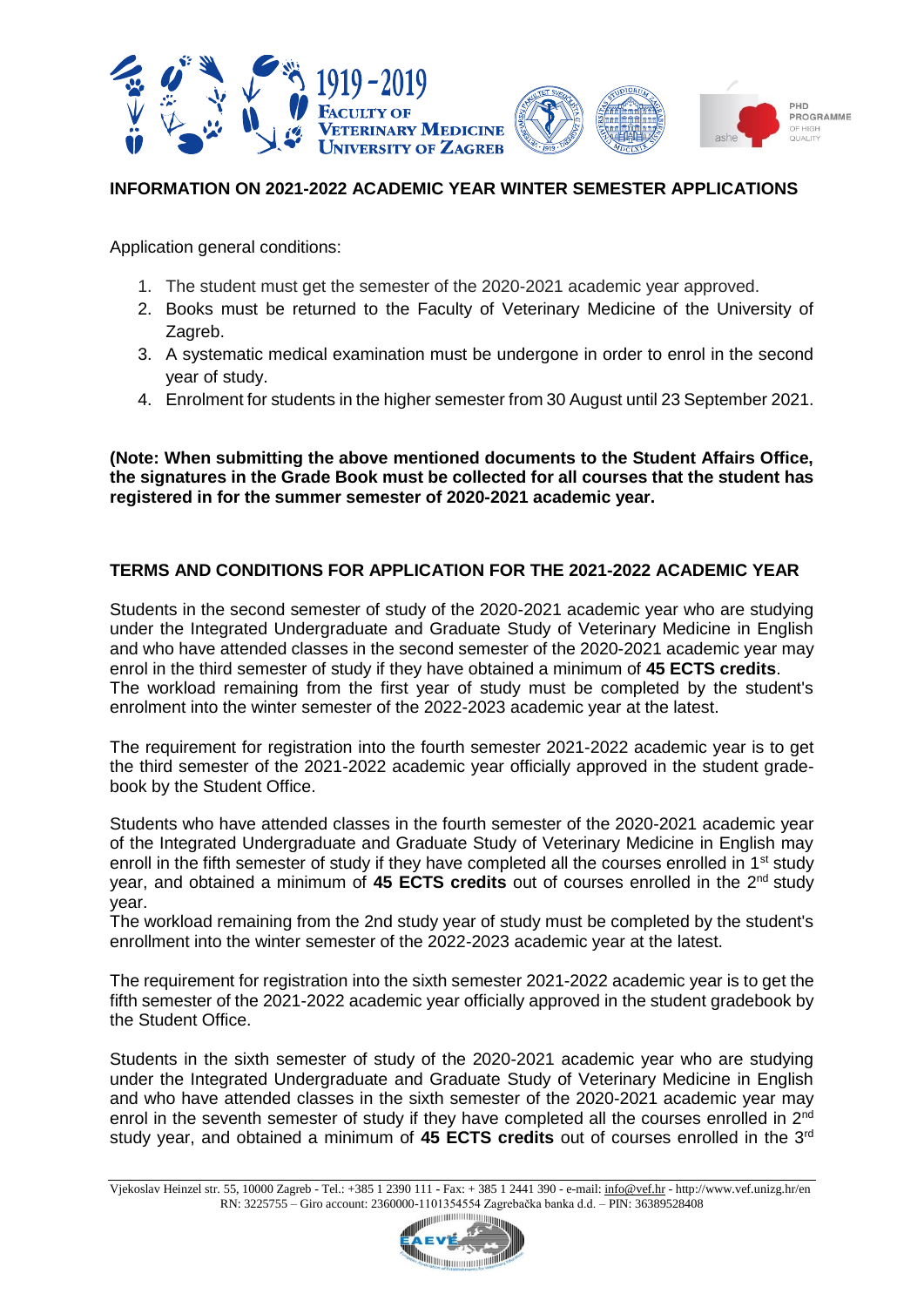## INFORMATION ON 2021-2022 ACADEMIC YEAR WINTER SEMESTER APPLICATIONS

Application general conditions:

1. The student must get the semester of the 2020-2021 academic year approved.
2. Books must be returned to the Faculty of Veterinary Medicine of the University of Zagreb.
3. A systematic medical examination must be undergone in order to enrol in the second year of study.
4. Enrolment for students in the higher semester from 30 August until 23 September 2021.

**(Note: When submitting the above mentioned documents to the Student Affairs Office, the signatures in the Grade Book must be collected for all courses that the student has registered in for the summer semester of 2020-2021 academic year.**

## TERMS AND CONDITIONS FOR APPLICATION FOR THE 2021-2022 ACADEMIC YEAR

Students in the second semester of study of the 2020-2021 academic year who are studying under the Integrated Undergraduate and Graduate Study of Veterinary Medicine in English and who have attended classes in the second semester of the 2020-2021 academic year may enrol in the third semester of study if they have obtained a minimum of **45 ECTS credits**.
The workload remaining from the first year of study must be completed by the student's enrolment into the winter semester of the 2022-2023 academic year at the latest.

The requirement for registration into the fourth semester 2021-2022 academic year is to get the third semester of the 2021-2022 academic year officially approved in the student grade-book by the Student Office.

Students who have attended classes in the fourth semester of the 2020-2021 academic year of the Integrated Undergraduate and Graduate Study of Veterinary Medicine in English may enroll in the fifth semester of study if they have completed all the courses enrolled in 1st study year, and obtained a minimum of **45 ECTS credits** out of courses enrolled in the 2nd study year.
The workload remaining from the 2nd study year of study must be completed by the student's enrollment into the winter semester of the 2022-2023 academic year at the latest.

The requirement for registration into the sixth semester 2021-2022 academic year is to get the fifth semester of the 2021-2022 academic year officially approved in the student gradebook by the Student Office.

Students in the sixth semester of study of the 2020-2021 academic year who are studying under the Integrated Undergraduate and Graduate Study of Veterinary Medicine in English and who have attended classes in the sixth semester of the 2020-2021 academic year may enrol in the seventh semester of study if they have completed all the courses enrolled in 2nd study year, and obtained a minimum of **45 ECTS credits** out of courses enrolled in the 3rd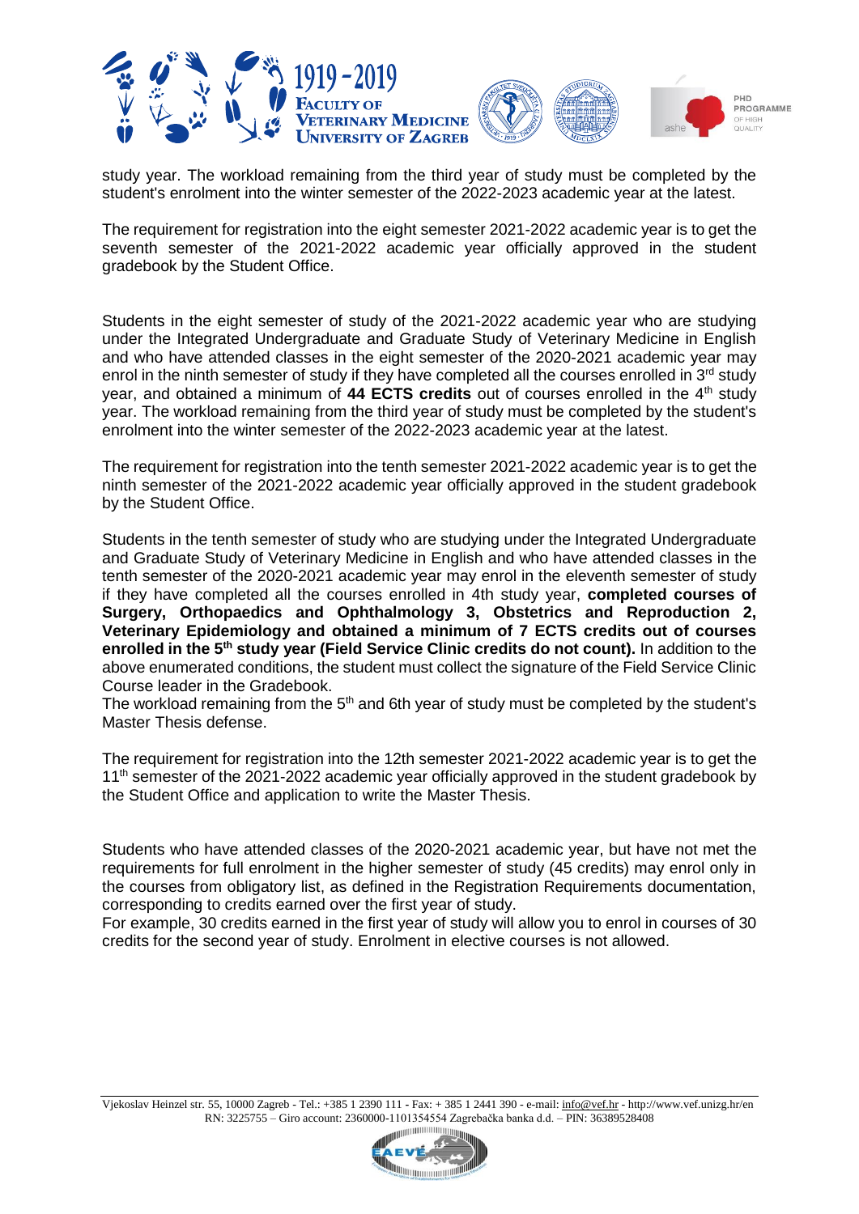study year. The workload remaining from the third year of study must be completed by the student's enrolment into the winter semester of the 2022-2023 academic year at the latest.

The requirement for registration into the eight semester 2021-2022 academic year is to get the seventh semester of the 2021-2022 academic year officially approved in the student gradebook by the Student Office.

Students in the eight semester of study of the 2021-2022 academic year who are studying under the Integrated Undergraduate and Graduate Study of Veterinary Medicine in English and who have attended classes in the eight semester of the 2020-2021 academic year may enrol in the ninth semester of study if they have completed all the courses enrolled in 3rd study year, and obtained a minimum of **44 ECTS credits** out of courses enrolled in the 4th study year. The workload remaining from the third year of study must be completed by the student's enrolment into the winter semester of the 2022-2023 academic year at the latest.

The requirement for registration into the tenth semester 2021-2022 academic year is to get the ninth semester of the 2021-2022 academic year officially approved in the student gradebook by the Student Office.

Students in the tenth semester of study who are studying under the Integrated Undergraduate and Graduate Study of Veterinary Medicine in English and who have attended classes in the tenth semester of the 2020-2021 academic year may enrol in the eleventh semester of study if they have completed all the courses enrolled in 4th study year, **completed courses of Surgery, Orthopaedics and Ophthalmology 3, Obstetrics and Reproduction 2, Veterinary Epidemiology and obtained a minimum of 7 ECTS credits out of courses enrolled in the 5th study year (Field Service Clinic credits do not count).** In addition to the above enumerated conditions, the student must collect the signature of the Field Service Clinic Course leader in the Gradebook.
The workload remaining from the 5th and 6th year of study must be completed by the student's Master Thesis defense.

The requirement for registration into the 12th semester 2021-2022 academic year is to get the 11th semester of the 2021-2022 academic year officially approved in the student gradebook by the Student Office and application to write the Master Thesis.

Students who have attended classes of the 2020-2021 academic year, but have not met the requirements for full enrolment in the higher semester of study (45 credits) may enrol only in the courses from obligatory list, as defined in the Registration Requirements documentation, corresponding to credits earned over the first year of study.
For example, 30 credits earned in the first year of study will allow you to enrol in courses of 30 credits for the second year of study. Enrolment in elective courses is not allowed.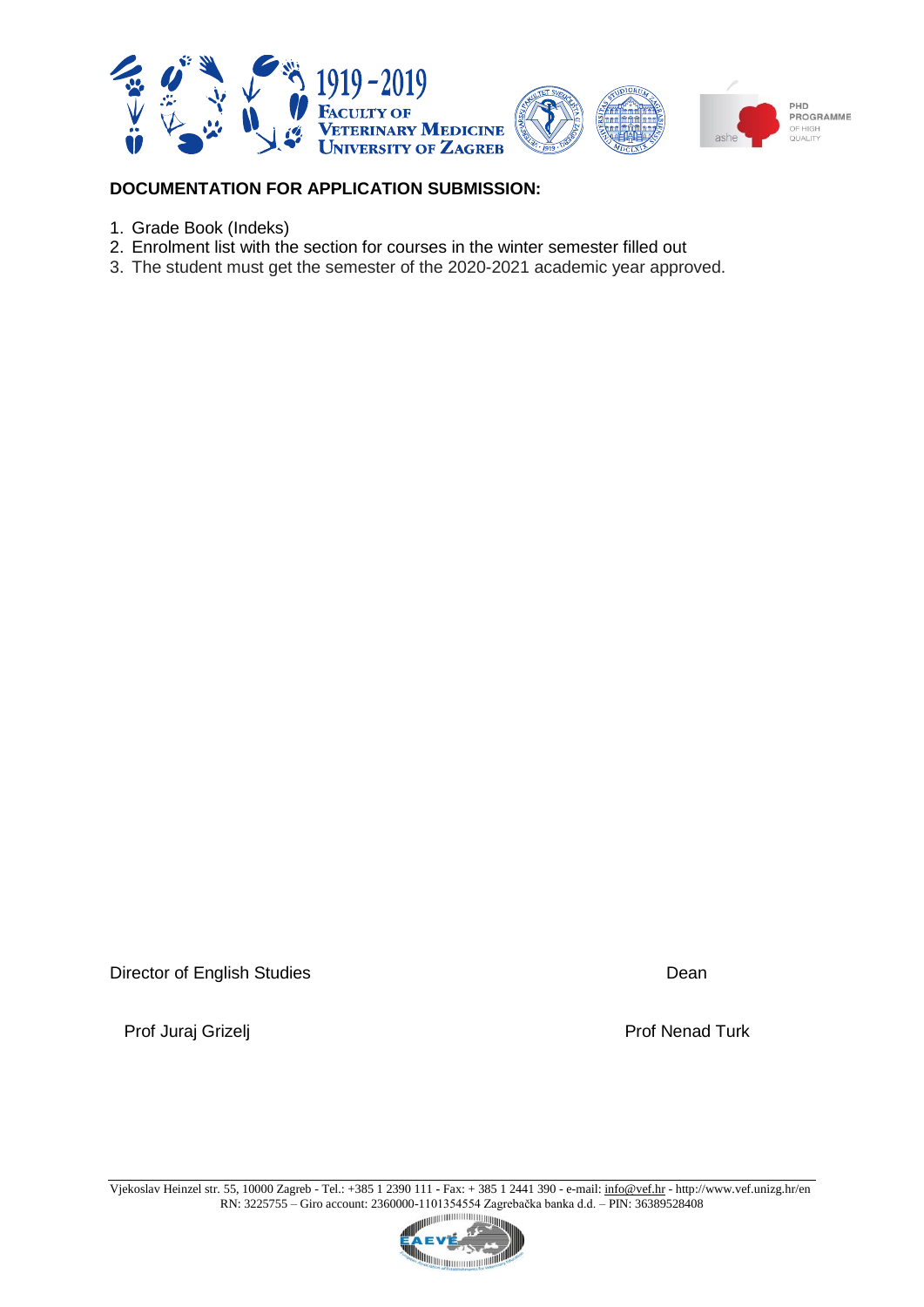**DOCUMENTATION FOR APPLICATION SUBMISSION:**

1. Grade Book (Indeks)
2. Enrolment list with the section for courses in the winter semester filled out
3. The student must get the semester of the 2020-2021 academic year approved.

Director of English Studies

Prof Juraj Grizelj

Dean

Prof Nenad Turk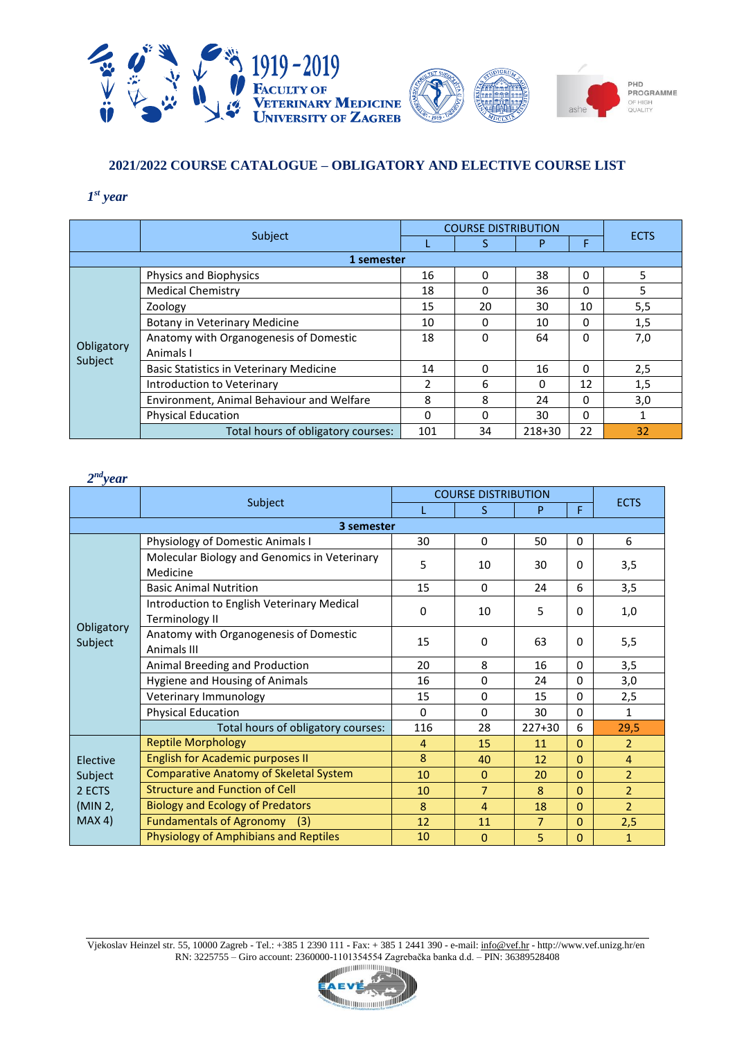## 2021/2022 COURSE CATALOGUE – OBLIGATORY AND ELECTIVE COURSE LIST

### *1st year*

| | Subject | COURSE DISTRIBUTION | | | | ECTS |
|---|---|---|---|---|---|---|
| | | L | S | P | F | |
| **1 semester** | | | | | | |
| Obligatory Subject | Physics and Biophysics | 16 | 0 | 38 | 0 | 5 |
| | Medical Chemistry | 18 | 0 | 36 | 0 | 5 |
| | Zoology | 15 | 20 | 30 | 10 | 5,5 |
| | Botany in Veterinary Medicine | 10 | 0 | 10 | 0 | 1,5 |
| | Anatomy with Organogenesis of Domestic Animals I | 18 | 0 | 64 | 0 | 7,0 |
| | Basic Statistics in Veterinary Medicine | 14 | 0 | 16 | 0 | 2,5 |
| | Introduction to Veterinary | 2 | 6 | 0 | 12 | 1,5 |
| | Environment, Animal Behaviour and Welfare | 8 | 8 | 24 | 0 | 3,0 |
| | Physical Education | 0 | 0 | 30 | 0 | 1 |
| | Total hours of obligatory courses: | 101 | 34 | 218+30 | 22 | 32 |

### *2nd year*

| | Subject | COURSE DISTRIBUTION | | | | ECTS |
|---|---|---|---|---|---|---|
| | | L | S | P | F | |
| **3 semester** | | | | | | |
| Obligatory Subject | Physiology of Domestic Animals I | 30 | 0 | 50 | 0 | 6 |
| | Molecular Biology and Genomics in Veterinary Medicine | 5 | 10 | 30 | 0 | 3,5 |
| | Basic Animal Nutrition | 15 | 0 | 24 | 6 | 3,5 |
| | Introduction to English Veterinary Medical Terminology II | 0 | 10 | 5 | 0 | 1,0 |
| | Anatomy with Organogenesis of Domestic Animals III | 15 | 0 | 63 | 0 | 5,5 |
| | Animal Breeding and Production | 20 | 8 | 16 | 0 | 3,5 |
| | Hygiene and Housing of Animals | 16 | 0 | 24 | 0 | 3,0 |
| | Veterinary Immunology | 15 | 0 | 15 | 0 | 2,5 |
| | Physical Education | 0 | 0 | 30 | 0 | 1 |
| | Total hours of obligatory courses: | 116 | 28 | 227+30 | 6 | 29,5 |
| Elective Subject 2 ECTS (MIN 2, MAX 4) | Reptile Morphology | 4 | 15 | 11 | 0 | 2 |
| | English for Academic purposes II | 8 | 40 | 12 | 0 | 4 |
| | Comparative Anatomy of Skeletal System | 10 | 0 | 20 | 0 | 2 |
| | Structure and Function of Cell | 10 | 7 | 8 | 0 | 2 |
| | Biology and Ecology of Predators | 8 | 4 | 18 | 0 | 2 |
| | Fundamentals of Agronomy (3) | 12 | 11 | 7 | 0 | 2,5 |
| | Physiology of Amphibians and Reptiles | 10 | 0 | 5 | 0 | 1 |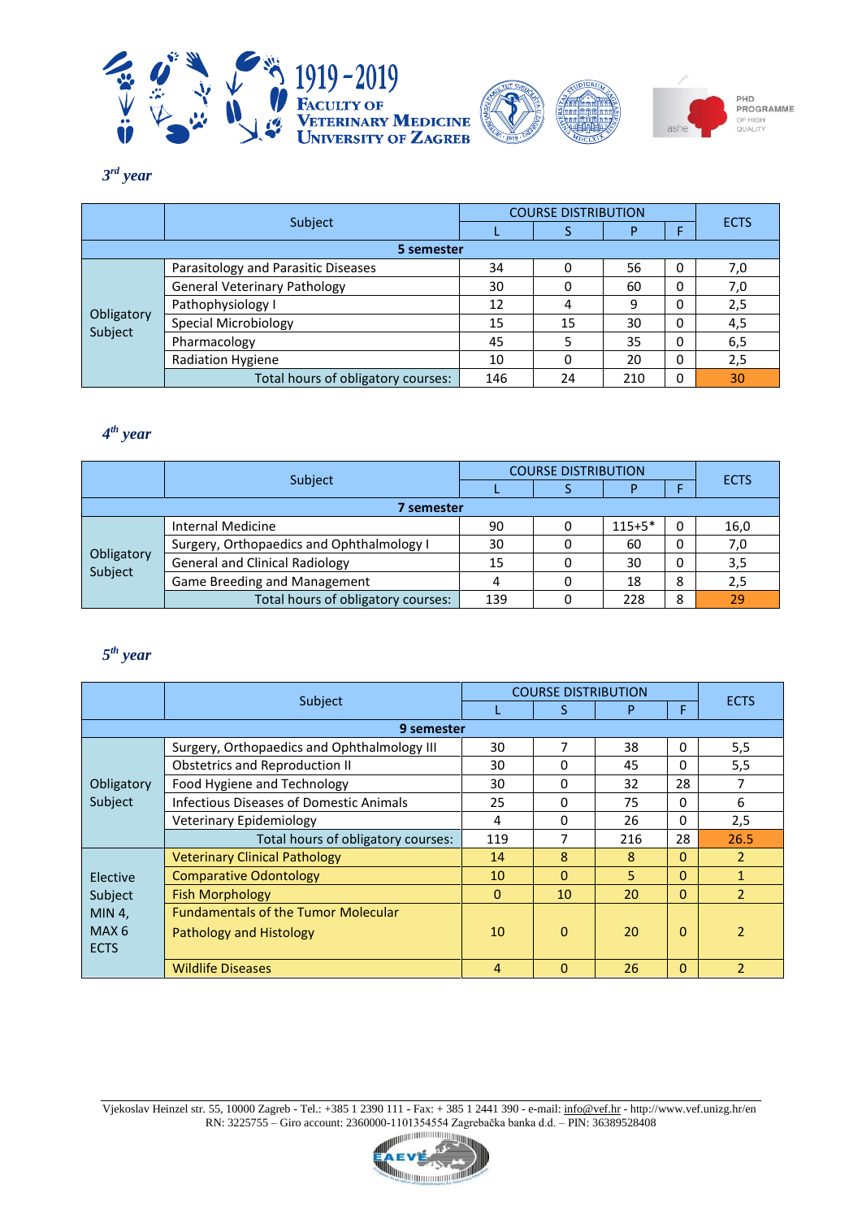*3[rd] year*

| | Subject | COURSE DISTRIBUTION | | | | ECTS |
|---|---|---|---|---|---|---|
| | | L | S | P | F | |
| **5 semester** | | | | | | |
| Obligatory Subject | Parasitology and Parasitic Diseases | 34 | 0 | 56 | 0 | 7,0 |
| | General Veterinary Pathology | 30 | 0 | 60 | 0 | 7,0 |
| | Pathophysiology I | 12 | 4 | 9 | 0 | 2,5 |
| | Special Microbiology | 15 | 15 | 30 | 0 | 4,5 |
| | Pharmacology | 45 | 5 | 35 | 0 | 6,5 |
| | Radiation Hygiene | 10 | 0 | 20 | 0 | 2,5 |
| | Total hours of obligatory courses: | 146 | 24 | 210 | 0 | 30 |

*4[th] year*

| | Subject | COURSE DISTRIBUTION | | | | ECTS |
|---|---|---|---|---|---|---|
| | | L | S | P | F | |
| **7 semester** | | | | | | |
| Obligatory Subject | Internal Medicine | 90 | 0 | 115+5* | 0 | 16,0 |
| | Surgery, Orthopaedics and Ophthalmology I | 30 | 0 | 60 | 0 | 7,0 |
| | General and Clinical Radiology | 15 | 0 | 30 | 0 | 3,5 |
| | Game Breeding and Management | 4 | 0 | 18 | 8 | 2,5 |
| | Total hours of obligatory courses: | 139 | 0 | 228 | 8 | 29 |

*5[th] year*

| | Subject | COURSE DISTRIBUTION | | | | ECTS |
|---|---|---|---|---|---|---|
| | | L | S | P | F | |
| **9 semester** | | | | | | |
| Obligatory Subject | Surgery, Orthopaedics and Ophthalmology III | 30 | 7 | 38 | 0 | 5,5 |
| | Obstetrics and Reproduction II | 30 | 0 | 45 | 0 | 5,5 |
| | Food Hygiene and Technology | 30 | 0 | 32 | 28 | 7 |
| | Infectious Diseases of Domestic Animals | 25 | 0 | 75 | 0 | 6 |
| | Veterinary Epidemiology | 4 | 0 | 26 | 0 | 2,5 |
| | Total hours of obligatory courses: | 119 | 7 | 216 | 28 | 26.5 |
| Elective Subject MIN 4, MAX 6 ECTS | Veterinary Clinical Pathology | 14 | 8 | 8 | 0 | 2 |
| | Comparative Odontology | 10 | 0 | 5 | 0 | 1 |
| | Fish Morphology | 0 | 10 | 20 | 0 | 2 |
| | Fundamentals of the Tumor Molecular Pathology and Histology | 10 | 0 | 20 | 0 | 2 |
| | Wildlife Diseases | 4 | 0 | 26 | 0 | 2 |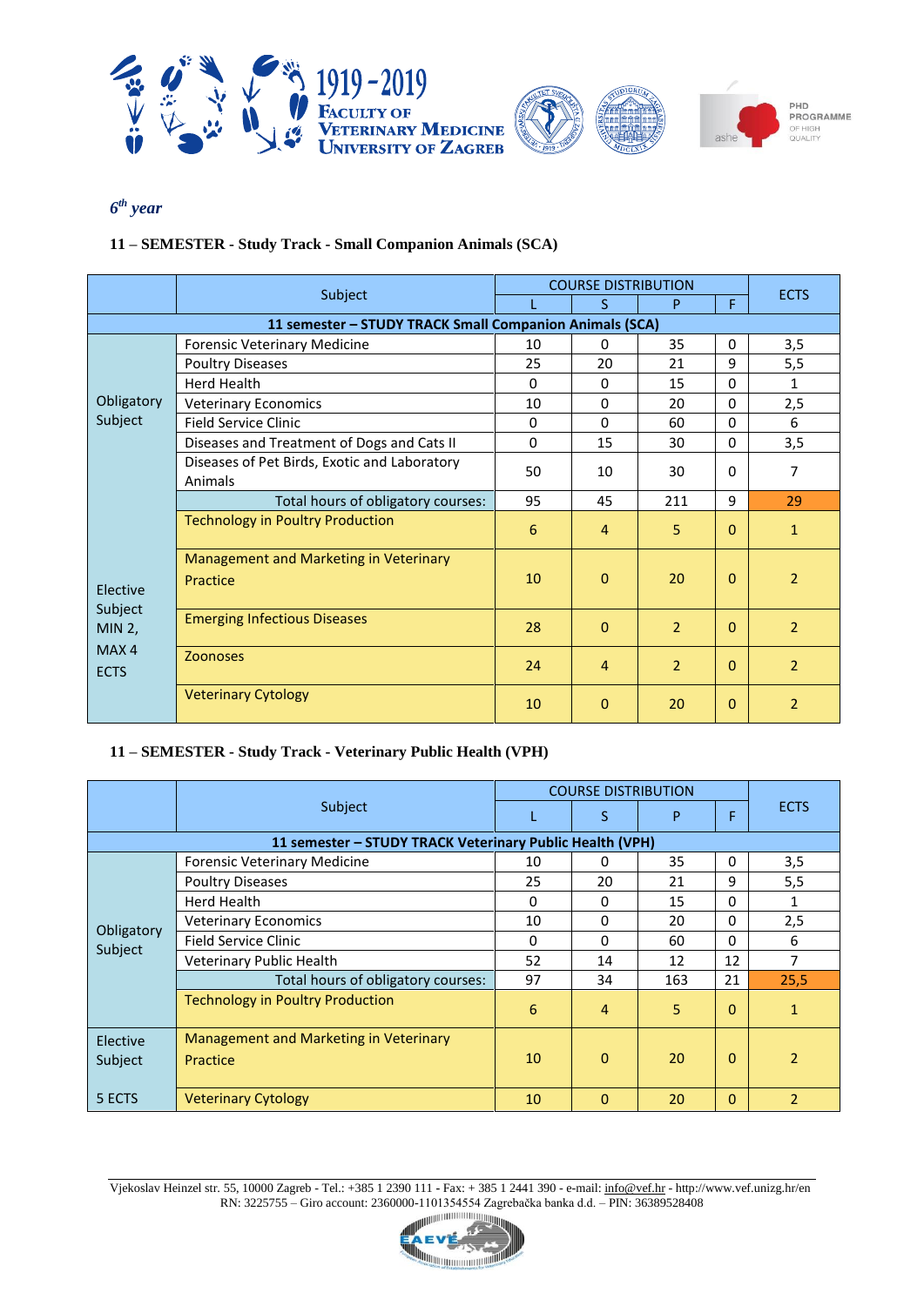*6th year*

**11 – SEMESTER - Study Track - Small Companion Animals (SCA)**

| | Subject | COURSE DISTRIBUTION | | | | ECTS |
|---|---|---|---|---|---|---|
| | | L | S | P | F | |
| 11 semester – STUDY TRACK Small Companion Animals (SCA) | | | | | | |
| Obligatory Subject | Forensic Veterinary Medicine | 10 | 0 | 35 | 0 | 3,5 |
| | Poultry Diseases | 25 | 20 | 21 | 9 | 5,5 |
| | Herd Health | 0 | 0 | 15 | 0 | 1 |
| | Veterinary Economics | 10 | 0 | 20 | 0 | 2,5 |
| | Field Service Clinic | 0 | 0 | 60 | 0 | 6 |
| | Diseases and Treatment of Dogs and Cats II | 0 | 15 | 30 | 0 | 3,5 |
| | Diseases of Pet Birds, Exotic and Laboratory Animals | 50 | 10 | 30 | 0 | 7 |
| | Total hours of obligatory courses: | 95 | 45 | 211 | 9 | 29 |
| Elective Subject MIN 2, MAX 4 ECTS | Technology in Poultry Production | 6 | 4 | 5 | 0 | 1 |
| | Management and Marketing in Veterinary Practice | 10 | 0 | 20 | 0 | 2 |
| | Emerging Infectious Diseases | 28 | 0 | 2 | 0 | 2 |
| | Zoonoses | 24 | 4 | 2 | 0 | 2 |
| | Veterinary Cytology | 10 | 0 | 20 | 0 | 2 |

**11 – SEMESTER - Study Track - Veterinary Public Health (VPH)**

| | Subject | COURSE DISTRIBUTION | | | | ECTS |
|---|---|---|---|---|---|---|
| | | L | S | P | F | |
| 11 semester – STUDY TRACK Veterinary Public Health (VPH) | | | | | | |
| Obligatory Subject | Forensic Veterinary Medicine | 10 | 0 | 35 | 0 | 3,5 |
| | Poultry Diseases | 25 | 20 | 21 | 9 | 5,5 |
| | Herd Health | 0 | 0 | 15 | 0 | 1 |
| | Veterinary Economics | 10 | 0 | 20 | 0 | 2,5 |
| | Field Service Clinic | 0 | 0 | 60 | 0 | 6 |
| | Veterinary Public Health | 52 | 14 | 12 | 12 | 7 |
| | Total hours of obligatory courses: | 97 | 34 | 163 | 21 | 25,5 |
| | Technology in Poultry Production | 6 | 4 | 5 | 0 | 1 |
| Elective Subject 5 ECTS | Management and Marketing in Veterinary Practice | 10 | 0 | 20 | 0 | 2 |
| | Veterinary Cytology | 10 | 0 | 20 | 0 | 2 |

Vjekoslav Heinzel str. 55, 10000 Zagreb - Tel.: +385 1 2390 111 - Fax: + 385 1 2441 390 - e-mail: info@vef.hr - http://www.vef.unizg.hr/en
RN: 3225755 – Giro account: 2360000-1101354554 Zagrebačka banka d.d. – PIN: 36389528408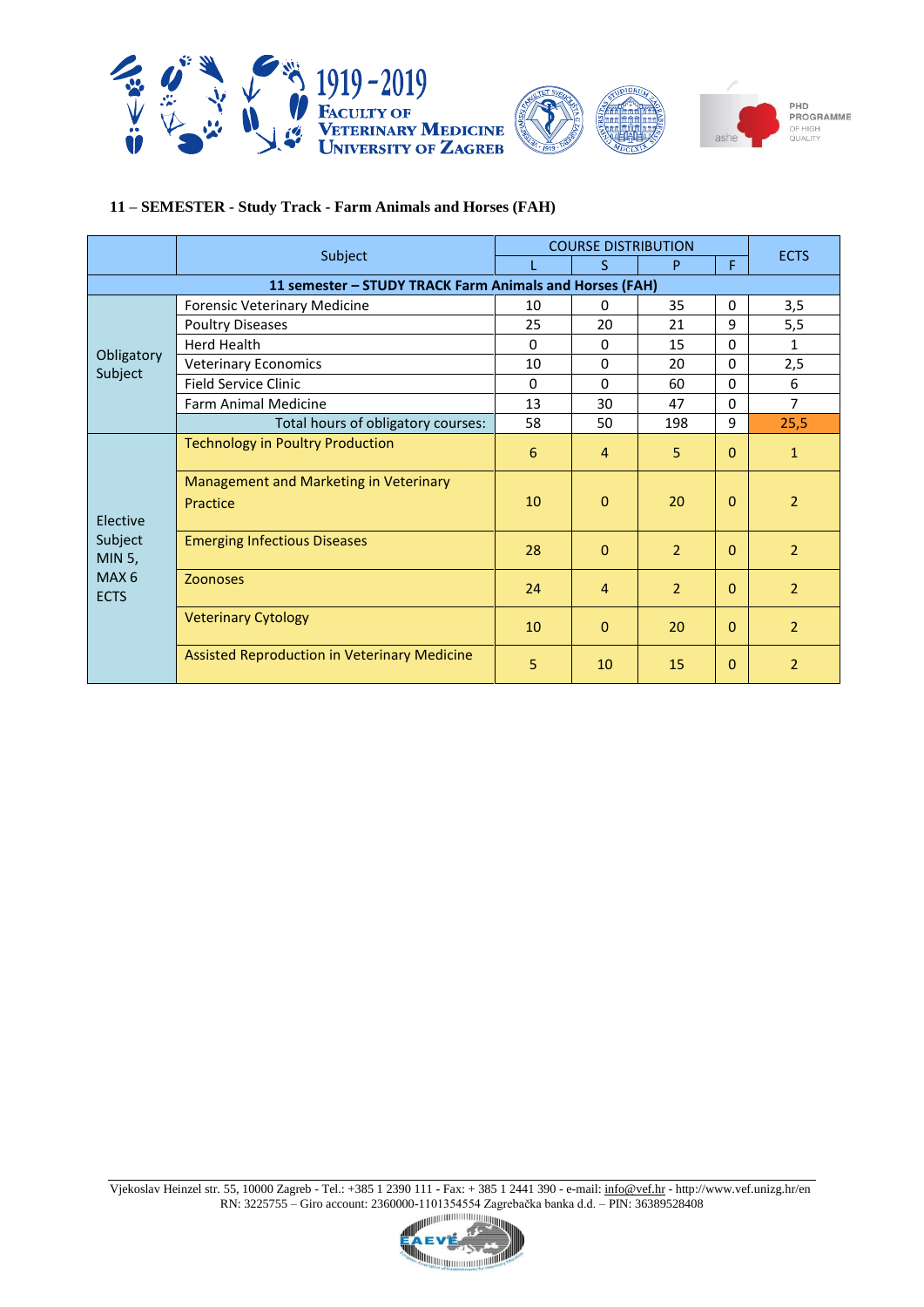**11 – SEMESTER - Study Track - Farm Animals and Horses (FAH)**

| | Subject | COURSE DISTRIBUTION | | | | ECTS |
|---|---|---|---|---|---|---|
| | | L | S | P | F | |
| **11 semester – STUDY TRACK Farm Animals and Horses (FAH)** | | | | | | |
| Obligatory Subject | Forensic Veterinary Medicine | 10 | 0 | 35 | 0 | 3,5 |
| | Poultry Diseases | 25 | 20 | 21 | 9 | 5,5 |
| | Herd Health | 0 | 0 | 15 | 0 | 1 |
| | Veterinary Economics | 10 | 0 | 20 | 0 | 2,5 |
| | Field Service Clinic | 0 | 0 | 60 | 0 | 6 |
| | Farm Animal Medicine | 13 | 30 | 47 | 0 | 7 |
| | Total hours of obligatory courses: | 58 | 50 | 198 | 9 | 25,5 |
| Elective Subject MIN 5, MAX 6 ECTS | Technology in Poultry Production | 6 | 4 | 5 | 0 | 1 |
| | Management and Marketing in Veterinary Practice | 10 | 0 | 20 | 0 | 2 |
| | Emerging Infectious Diseases | 28 | 0 | 2 | 0 | 2 |
| | Zoonoses | 24 | 4 | 2 | 0 | 2 |
| | Veterinary Cytology | 10 | 0 | 20 | 0 | 2 |
| | Assisted Reproduction in Veterinary Medicine | 5 | 10 | 15 | 0 | 2 |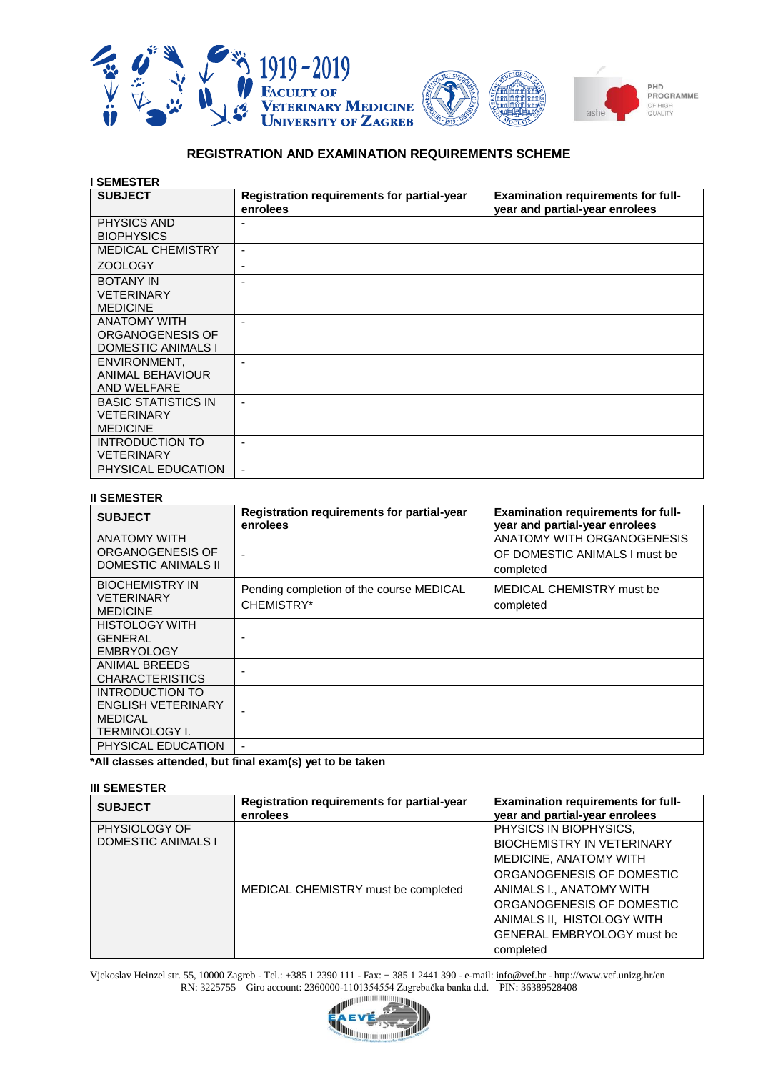## REGISTRATION AND EXAMINATION REQUIREMENTS SCHEME

**I SEMESTER**

| SUBJECT | Registration requirements for partial-year enrolees | Examination requirements for full-year and partial-year enrolees |
|---|---|---|
| PHYSICS AND BIOPHYSICS | - | |
| MEDICAL CHEMISTRY | - | |
| ZOOLOGY | - | |
| BOTANY IN VETERINARY MEDICINE | - | |
| ANATOMY WITH ORGANOGENESIS OF DOMESTIC ANIMALS I | - | |
| ENVIRONMENT, ANIMAL BEHAVIOUR AND WELFARE | - | |
| BASIC STATISTICS IN VETERINARY MEDICINE | - | |
| INTRODUCTION TO VETERINARY | - | |
| PHYSICAL EDUCATION | - | |

**II SEMESTER**

| SUBJECT | Registration requirements for partial-year enrolees | Examination requirements for full-year and partial-year enrolees |
|---|---|---|
| ANATOMY WITH ORGANOGENESIS OF DOMESTIC ANIMALS II | - | ANATOMY WITH ORGANOGENESIS OF DOMESTIC ANIMALS I must be completed |
| BIOCHEMISTRY IN VETERINARY MEDICINE | Pending completion of the course MEDICAL CHEMISTRY* | MEDICAL CHEMISTRY must be completed |
| HISTOLOGY WITH GENERAL EMBRYOLOGY | - | |
| ANIMAL BREEDS CHARACTERISTICS | - | |
| INTRODUCTION TO ENGLISH VETERINARY MEDICAL TERMINOLOGY I. | - | |
| PHYSICAL EDUCATION | - | |

**\*All classes attended, but final exam(s) yet to be taken**

**III SEMESTER**

| SUBJECT | Registration requirements for partial-year enrolees | Examination requirements for full-year and partial-year enrolees |
|---|---|---|
| PHYSIOLOGY OF DOMESTIC ANIMALS I | MEDICAL CHEMISTRY must be completed | PHYSICS IN BIOPHYSICS, BIOCHEMISTRY IN VETERINARY MEDICINE, ANATOMY WITH ORGANOGENESIS OF DOMESTIC ANIMALS I., ANATOMY WITH ORGANOGENESIS OF DOMESTIC ANIMALS II, HISTOLOGY WITH GENERAL EMBRYOLOGY must be completed |

Vjekoslav Heinzel str. 55, 10000 Zagreb - Tel.: +385 1 2390 111 - Fax: + 385 1 2441 390 - e-mail: info@vef.hr - http://www.vef.unizg.hr/en
RN: 3225755 – Giro account: 2360000-1101354554 Zagrebačka banka d.d. – PIN: 36389528408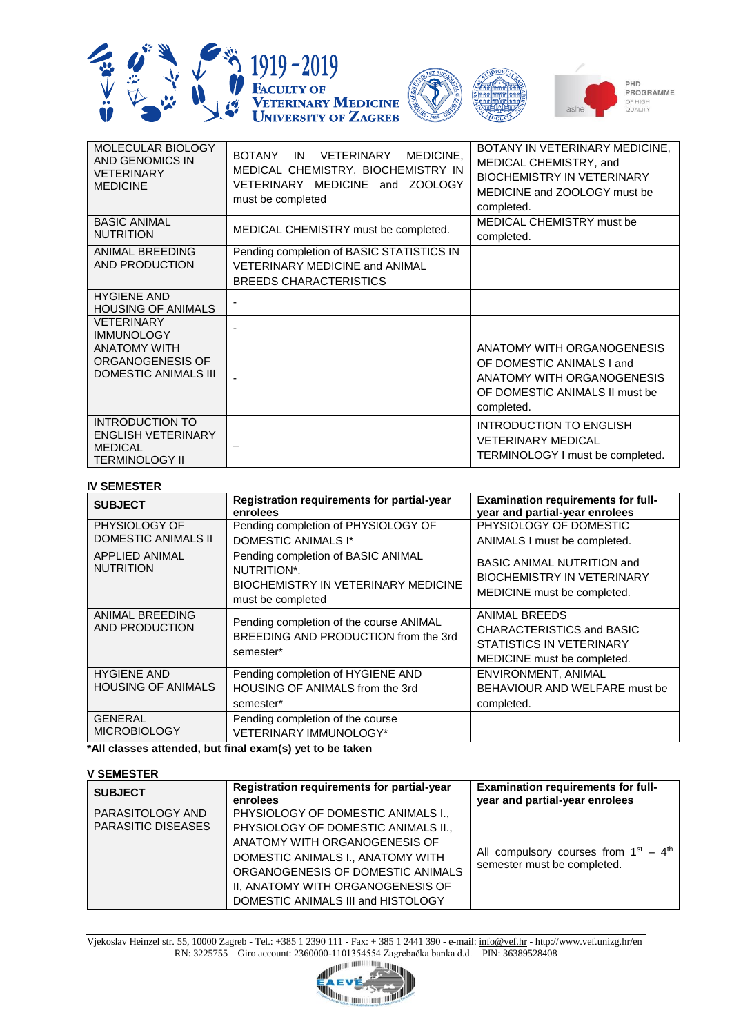| | | |
|---|---|---|
| MOLECULAR BIOLOGY AND GENOMICS IN VETERINARY MEDICINE | BOTANY IN VETERINARY MEDICINE, MEDICAL CHEMISTRY, BIOCHEMISTRY IN VETERINARY MEDICINE and ZOOLOGY must be completed | BOTANY IN VETERINARY MEDICINE, MEDICAL CHEMISTRY, and BIOCHEMISTRY IN VETERINARY MEDICINE and ZOOLOGY must be completed. |
| BASIC ANIMAL NUTRITION | MEDICAL CHEMISTRY must be completed. | MEDICAL CHEMISTRY must be completed. |
| ANIMAL BREEDING AND PRODUCTION | Pending completion of BASIC STATISTICS IN VETERINARY MEDICINE and ANIMAL BREEDS CHARACTERISTICS | |
| HYGIENE AND HOUSING OF ANIMALS | - | |
| VETERINARY IMMUNOLOGY | - | |
| ANATOMY WITH ORGANOGENESIS OF DOMESTIC ANIMALS III | - | ANATOMY WITH ORGANOGENESIS OF DOMESTIC ANIMALS I and ANATOMY WITH ORGANOGENESIS OF DOMESTIC ANIMALS II must be completed. |
| INTRODUCTION TO ENGLISH VETERINARY MEDICAL TERMINOLOGY II | – | INTRODUCTION TO ENGLISH VETERINARY MEDICAL TERMINOLOGY I must be completed. |

**IV SEMESTER**

| SUBJECT | Registration requirements for partial-year enrolees | Examination requirements for full-year and partial-year enrolees |
|---|---|---|
| PHYSIOLOGY OF DOMESTIC ANIMALS II | Pending completion of PHYSIOLOGY OF DOMESTIC ANIMALS I* | PHYSIOLOGY OF DOMESTIC ANIMALS I must be completed. |
| APPLIED ANIMAL NUTRITION | Pending completion of BASIC ANIMAL NUTRITION*. BIOCHEMISTRY IN VETERINARY MEDICINE must be completed | BASIC ANIMAL NUTRITION and BIOCHEMISTRY IN VETERINARY MEDICINE must be completed. |
| ANIMAL BREEDING AND PRODUCTION | Pending completion of the course ANIMAL BREEDING AND PRODUCTION from the 3rd semester* | ANIMAL BREEDS CHARACTERISTICS and BASIC STATISTICS IN VETERINARY MEDICINE must be completed. |
| HYGIENE AND HOUSING OF ANIMALS | Pending completion of HYGIENE AND HOUSING OF ANIMALS from the 3rd semester* | ENVIRONMENT, ANIMAL BEHAVIOUR AND WELFARE must be completed. |
| GENERAL MICROBIOLOGY | Pending completion of the course VETERINARY IMMUNOLOGY* | |

**\*All classes attended, but final exam(s) yet to be taken**

**V SEMESTER**

| SUBJECT | Registration requirements for partial-year enrolees | Examination requirements for full-year and partial-year enrolees |
|---|---|---|
| PARASITOLOGY AND PARASITIC DISEASES | PHYSIOLOGY OF DOMESTIC ANIMALS I., PHYSIOLOGY OF DOMESTIC ANIMALS II., ANATOMY WITH ORGANOGENESIS OF DOMESTIC ANIMALS I., ANATOMY WITH ORGANOGENESIS OF DOMESTIC ANIMALS II, ANATOMY WITH ORGANOGENESIS OF DOMESTIC ANIMALS III and HISTOLOGY | All compulsory courses from 1st – 4th semester must be completed. |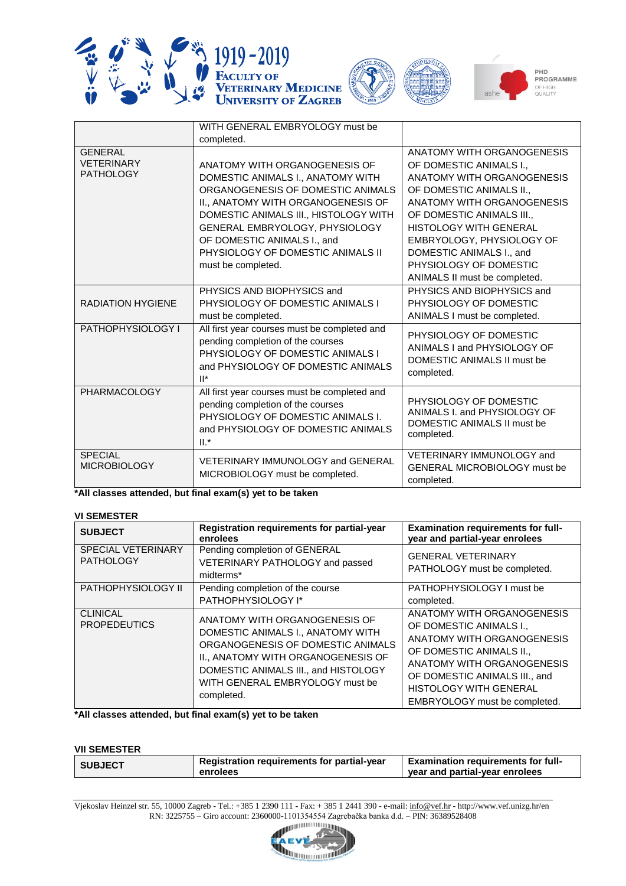| | | |
|---|---|---|
| | WITH GENERAL EMBRYOLOGY must be completed. | |
| GENERAL VETERINARY PATHOLOGY | ANATOMY WITH ORGANOGENESIS OF DOMESTIC ANIMALS I., ANATOMY WITH ORGANOGENESIS OF DOMESTIC ANIMALS II., ANATOMY WITH ORGANOGENESIS OF DOMESTIC ANIMALS III., HISTOLOGY WITH GENERAL EMBRYOLOGY, PHYSIOLOGY OF DOMESTIC ANIMALS I., and PHYSIOLOGY OF DOMESTIC ANIMALS II must be completed. | ANATOMY WITH ORGANOGENESIS OF DOMESTIC ANIMALS I., ANATOMY WITH ORGANOGENESIS OF DOMESTIC ANIMALS II., ANATOMY WITH ORGANOGENESIS OF DOMESTIC ANIMALS III., HISTOLOGY WITH GENERAL EMBRYOLOGY, PHYSIOLOGY OF DOMESTIC ANIMALS I., and PHYSIOLOGY OF DOMESTIC ANIMALS II must be completed. |
| RADIATION HYGIENE | PHYSICS AND BIOPHYSICS and PHYSIOLOGY OF DOMESTIC ANIMALS I must be completed. | PHYSICS AND BIOPHYSICS and PHYSIOLOGY OF DOMESTIC ANIMALS I must be completed. |
| PATHOPHYSIOLOGY I | All first year courses must be completed and pending completion of the courses PHYSIOLOGY OF DOMESTIC ANIMALS I and PHYSIOLOGY OF DOMESTIC ANIMALS II* | PHYSIOLOGY OF DOMESTIC ANIMALS I and PHYSIOLOGY OF DOMESTIC ANIMALS II must be completed. |
| PHARMACOLOGY | All first year courses must be completed and pending completion of the courses PHYSIOLOGY OF DOMESTIC ANIMALS I. and PHYSIOLOGY OF DOMESTIC ANIMALS II.* | PHYSIOLOGY OF DOMESTIC ANIMALS I. and PHYSIOLOGY OF DOMESTIC ANIMALS II must be completed. |
| SPECIAL MICROBIOLOGY | VETERINARY IMMUNOLOGY and GENERAL MICROBIOLOGY must be completed. | VETERINARY IMMUNOLOGY and GENERAL MICROBIOLOGY must be completed. |

**\*All classes attended, but final exam(s) yet to be taken**

**VI SEMESTER**

| SUBJECT | Registration requirements for partial-year enrolees | Examination requirements for full-year and partial-year enrolees |
|---|---|---|
| SPECIAL VETERINARY PATHOLOGY | Pending completion of GENERAL VETERINARY PATHOLOGY and passed midterms* | GENERAL VETERINARY PATHOLOGY must be completed. |
| PATHOPHYSIOLOGY II | Pending completion of the course PATHOPHYSIOLOGY I* | PATHOPHYSIOLOGY I must be completed. |
| CLINICAL PROPEDEUTICS | ANATOMY WITH ORGANOGENESIS OF DOMESTIC ANIMALS I., ANATOMY WITH ORGANOGENESIS OF DOMESTIC ANIMALS II., ANATOMY WITH ORGANOGENESIS OF DOMESTIC ANIMALS III., and HISTOLOGY WITH GENERAL EMBRYOLOGY must be completed. | ANATOMY WITH ORGANOGENESIS OF DOMESTIC ANIMALS I., ANATOMY WITH ORGANOGENESIS OF DOMESTIC ANIMALS II., ANATOMY WITH ORGANOGENESIS OF DOMESTIC ANIMALS III., and HISTOLOGY WITH GENERAL EMBRYOLOGY must be completed. |

**\*All classes attended, but final exam(s) yet to be taken**

**VII SEMESTER**

| SUBJECT | Registration requirements for partial-year enrolees | Examination requirements for full-year and partial-year enrolees |
|---|---|---|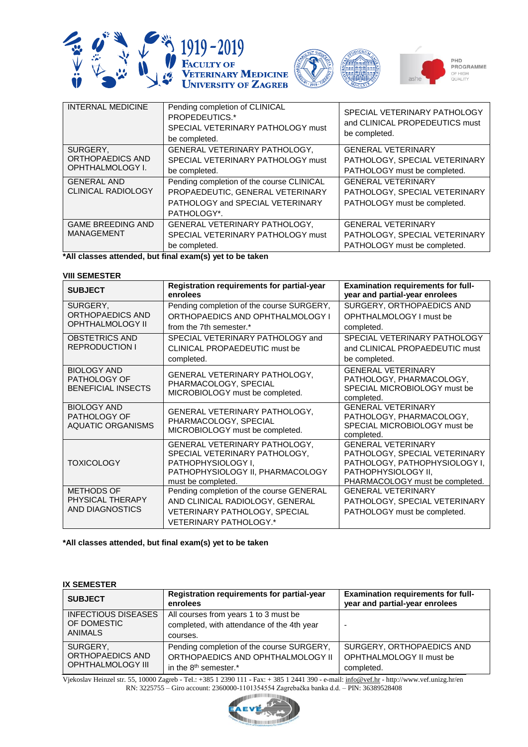| INTERNAL MEDICINE | Pending completion of CLINICAL PROPEDEUTICS.* SPECIAL VETERINARY PATHOLOGY must be completed. | SPECIAL VETERINARY PATHOLOGY and CLINICAL PROPEDEUTICS must be completed. |
|---|---|---|
| SURGERY, ORTHOPAEDICS AND OPHTHALMOLOGY I. | GENERAL VETERINARY PATHOLOGY, SPECIAL VETERINARY PATHOLOGY must be completed. | GENERAL VETERINARY PATHOLOGY, SPECIAL VETERINARY PATHOLOGY must be completed. |
| GENERAL AND CLINICAL RADIOLOGY | Pending completion of the course CLINICAL PROPAEDEUTIC, GENERAL VETERINARY PATHOLOGY and SPECIAL VETERINARY PATHOLOGY*. | GENERAL VETERINARY PATHOLOGY, SPECIAL VETERINARY PATHOLOGY must be completed. |
| GAME BREEDING AND MANAGEMENT | GENERAL VETERINARY PATHOLOGY, SPECIAL VETERINARY PATHOLOGY must be completed. | GENERAL VETERINARY PATHOLOGY, SPECIAL VETERINARY PATHOLOGY must be completed. |

**\*All classes attended, but final exam(s) yet to be taken**

**VIII SEMESTER**

| SUBJECT | Registration requirements for partial-year enrolees | Examination requirements for full-year and partial-year enrolees |
|---|---|---|
| SURGERY, ORTHOPAEDICS AND OPHTHALMOLOGY II | Pending completion of the course SURGERY, ORTHOPAEDICS AND OPHTHALMOLOGY I from the 7th semester.* | SURGERY, ORTHOPAEDICS AND OPHTHALMOLOGY I must be completed. |
| OBSTETRICS AND REPRODUCTION I | SPECIAL VETERINARY PATHOLOGY and CLINICAL PROPAEDEUTIC must be completed. | SPECIAL VETERINARY PATHOLOGY and CLINICAL PROPAEDEUTIC must be completed. |
| BIOLOGY AND PATHOLOGY OF BENEFICIAL INSECTS | GENERAL VETERINARY PATHOLOGY, PHARMACOLOGY, SPECIAL MICROBIOLOGY must be completed. | GENERAL VETERINARY PATHOLOGY, PHARMACOLOGY, SPECIAL MICROBIOLOGY must be completed. |
| BIOLOGY AND PATHOLOGY OF AQUATIC ORGANISMS | GENERAL VETERINARY PATHOLOGY, PHARMACOLOGY, SPECIAL MICROBIOLOGY must be completed. | GENERAL VETERINARY PATHOLOGY, PHARMACOLOGY, SPECIAL MICROBIOLOGY must be completed. |
| TOXICOLOGY | GENERAL VETERINARY PATHOLOGY, SPECIAL VETERINARY PATHOLOGY, PATHOPHYSIOLOGY I, PATHOPHYSIOLOGY II, PHARMACOLOGY must be completed. | GENERAL VETERINARY PATHOLOGY, SPECIAL VETERINARY PATHOLOGY, PATHOPHYSIOLOGY I, PATHOPHYSIOLOGY II, PHARMACOLOGY must be completed. |
| METHODS OF PHYSICAL THERAPY AND DIAGNOSTICS | Pending completion of the course GENERAL AND CLINICAL RADIOLOGY, GENERAL VETERINARY PATHOLOGY, SPECIAL VETERINARY PATHOLOGY.* | GENERAL VETERINARY PATHOLOGY, SPECIAL VETERINARY PATHOLOGY must be completed. |

**\*All classes attended, but final exam(s) yet to be taken**

**IX SEMESTER**

| SUBJECT | Registration requirements for partial-year enrolees | Examination requirements for full-year and partial-year enrolees |
|---|---|---|
| INFECTIOUS DISEASES OF DOMESTIC ANIMALS | All courses from years 1 to 3 must be completed, with attendance of the 4th year courses. | - |
| SURGERY, ORTHOPAEDICS AND OPHTHALMOLOGY III | Pending completion of the course SURGERY, ORTHOPAEDICS AND OPHTHALMOLOGY II in the 8th semester.* | SURGERY, ORTHOPAEDICS AND OPHTHALMOLOGY II must be completed. |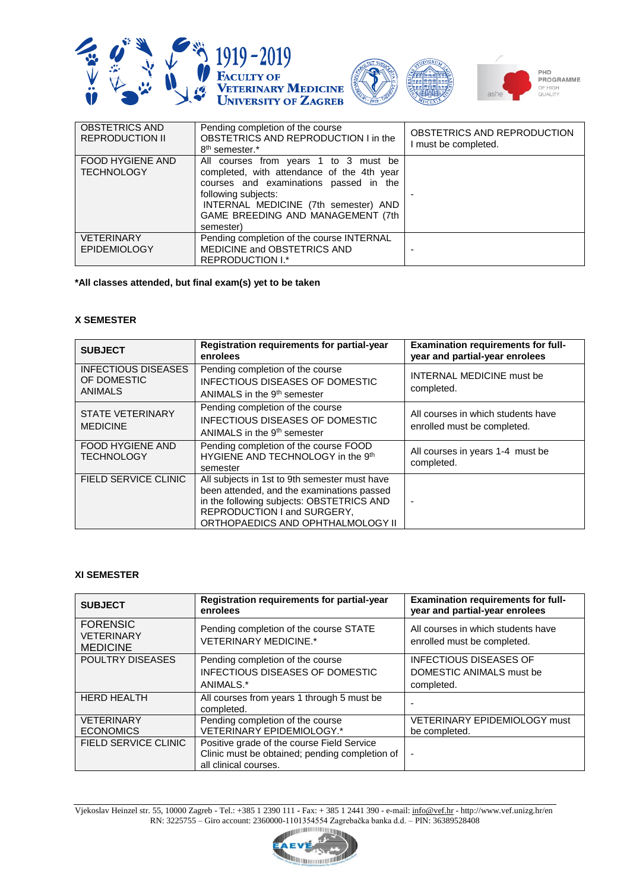| | | |
|---|---|---|
| OBSTETRICS AND REPRODUCTION II | Pending completion of the course OBSTETRICS AND REPRODUCTION I in the 8th semester.* | OBSTETRICS AND REPRODUCTION I must be completed. |
| FOOD HYGIENE AND TECHNOLOGY | All courses from years 1 to 3 must be completed, with attendance of the 4th year courses and examinations passed in the following subjects: INTERNAL MEDICINE (7th semester) AND GAME BREEDING AND MANAGEMENT (7th semester) | - |
| VETERINARY EPIDEMIOLOGY | Pending completion of the course INTERNAL MEDICINE and OBSTETRICS AND REPRODUCTION I.* | - |

**\*All classes attended, but final exam(s) yet to be taken**

**X SEMESTER**

| SUBJECT | Registration requirements for partial-year enrolees | Examination requirements for full-year and partial-year enrolees |
|---|---|---|
| INFECTIOUS DISEASES OF DOMESTIC ANIMALS | Pending completion of the course INFECTIOUS DISEASES OF DOMESTIC ANIMALS in the 9th semester | INTERNAL MEDICINE must be completed. |
| STATE VETERINARY MEDICINE | Pending completion of the course INFECTIOUS DISEASES OF DOMESTIC ANIMALS in the 9th semester | All courses in which students have enrolled must be completed. |
| FOOD HYGIENE AND TECHNOLOGY | Pending completion of the course FOOD HYGIENE AND TECHNOLOGY in the 9th semester | All courses in years 1-4 must be completed. |
| FIELD SERVICE CLINIC | All subjects in 1st to 9th semester must have been attended, and the examinations passed in the following subjects: OBSTETRICS AND REPRODUCTION I and SURGERY, ORTHOPAEDICS AND OPHTHALMOLOGY II | - |

**XI SEMESTER**

| SUBJECT | Registration requirements for partial-year enrolees | Examination requirements for full-year and partial-year enrolees |
|---|---|---|
| FORENSIC VETERINARY MEDICINE | Pending completion of the course STATE VETERINARY MEDICINE.* | All courses in which students have enrolled must be completed. |
| POULTRY DISEASES | Pending completion of the course INFECTIOUS DISEASES OF DOMESTIC ANIMALS.* | INFECTIOUS DISEASES OF DOMESTIC ANIMALS must be completed. |
| HERD HEALTH | All courses from years 1 through 5 must be completed. | - |
| VETERINARY ECONOMICS | Pending completion of the course VETERINARY EPIDEMIOLOGY.* | VETERINARY EPIDEMIOLOGY must be completed. |
| FIELD SERVICE CLINIC | Positive grade of the course Field Service Clinic must be obtained; pending completion of all clinical courses. | - |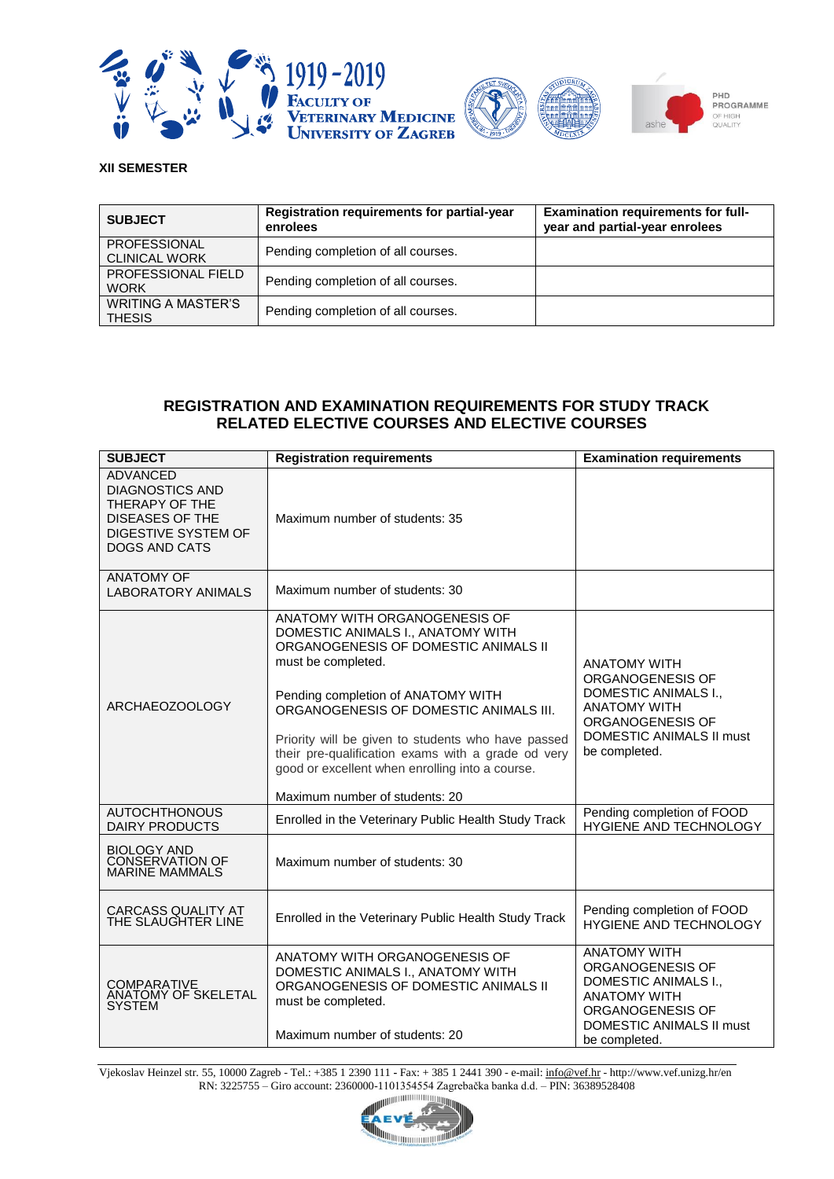**XII SEMESTER**

| SUBJECT | Registration requirements for partial-year enrolees | Examination requirements for full-year and partial-year enrolees |
|---|---|---|
| PROFESSIONAL CLINICAL WORK | Pending completion of all courses. | |
| PROFESSIONAL FIELD WORK | Pending completion of all courses. | |
| WRITING A MASTER'S THESIS | Pending completion of all courses. | |

## REGISTRATION AND EXAMINATION REQUIREMENTS FOR STUDY TRACK RELATED ELECTIVE COURSES AND ELECTIVE COURSES

| SUBJECT | Registration requirements | Examination requirements |
|---|---|---|
| ADVANCED DIAGNOSTICS AND THERAPY OF THE DISEASES OF THE DIGESTIVE SYSTEM OF DOGS AND CATS | Maximum number of students: 35 | |
| ANATOMY OF LABORATORY ANIMALS | Maximum number of students: 30 | |
| ARCHAEOZOOLOGY | ANATOMY WITH ORGANOGENESIS OF DOMESTIC ANIMALS I., ANATOMY WITH ORGANOGENESIS OF DOMESTIC ANIMALS II must be completed.<br><br>Pending completion of ANATOMY WITH ORGANOGENESIS OF DOMESTIC ANIMALS III.<br><br>Priority will be given to students who have passed their pre-qualification exams with a grade od very good or excellent when enrolling into a course.<br><br>Maximum number of students: 20 | ANATOMY WITH ORGANOGENESIS OF DOMESTIC ANIMALS I., ANATOMY WITH ORGANOGENESIS OF DOMESTIC ANIMALS II must be completed. |
| AUTOCHTHONOUS DAIRY PRODUCTS | Enrolled in the Veterinary Public Health Study Track | Pending completion of FOOD HYGIENE AND TECHNOLOGY |
| BIOLOGY AND CONSERVATION OF MARINE MAMMALS | Maximum number of students: 30 | |
| CARCASS QUALITY AT THE SLAUGHTER LINE | Enrolled in the Veterinary Public Health Study Track | Pending completion of FOOD HYGIENE AND TECHNOLOGY |
| COMPARATIVE ANATOMY OF SKELETAL SYSTEM | ANATOMY WITH ORGANOGENESIS OF DOMESTIC ANIMALS I., ANATOMY WITH ORGANOGENESIS OF DOMESTIC ANIMALS II must be completed.<br><br>Maximum number of students: 20 | ANATOMY WITH ORGANOGENESIS OF DOMESTIC ANIMALS I., ANATOMY WITH ORGANOGENESIS OF DOMESTIC ANIMALS II must be completed. |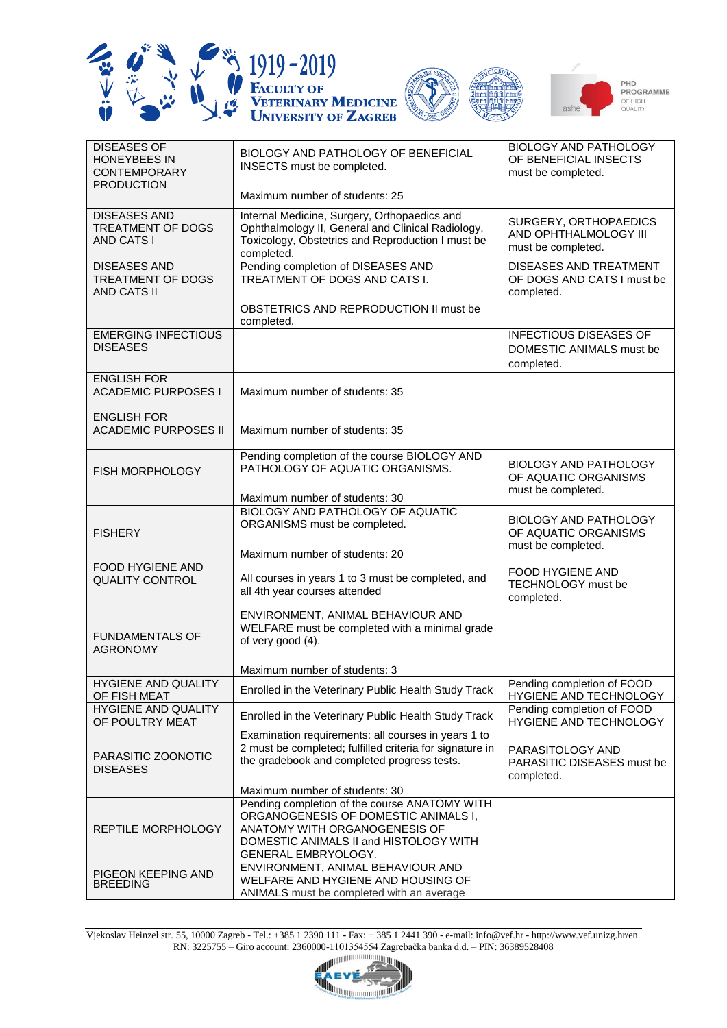| | | |
|---|---|---|
| DISEASES OF HONEYBEES IN CONTEMPORARY PRODUCTION | BIOLOGY AND PATHOLOGY OF BENEFICIAL INSECTS must be completed.<br><br>Maximum number of students: 25 | BIOLOGY AND PATHOLOGY OF BENEFICIAL INSECTS must be completed. |
| DISEASES AND TREATMENT OF DOGS AND CATS I | Internal Medicine, Surgery, Orthopaedics and Ophthalmology II, General and Clinical Radiology, Toxicology, Obstetrics and Reproduction I must be completed. | SURGERY, ORTHOPAEDICS AND OPHTHALMOLOGY III must be completed. |
| DISEASES AND TREATMENT OF DOGS AND CATS II | Pending completion of DISEASES AND TREATMENT OF DOGS AND CATS I.<br><br>OBSTETRICS AND REPRODUCTION II must be completed. | DISEASES AND TREATMENT OF DOGS AND CATS I must be completed. |
| EMERGING INFECTIOUS DISEASES | | INFECTIOUS DISEASES OF DOMESTIC ANIMALS must be completed. |
| ENGLISH FOR ACADEMIC PURPOSES I | Maximum number of students: 35 | |
| ENGLISH FOR ACADEMIC PURPOSES II | Maximum number of students: 35 | |
| FISH MORPHOLOGY | Pending completion of the course BIOLOGY AND PATHOLOGY OF AQUATIC ORGANISMS.<br><br>Maximum number of students: 30 | BIOLOGY AND PATHOLOGY OF AQUATIC ORGANISMS must be completed. |
| FISHERY | BIOLOGY AND PATHOLOGY OF AQUATIC ORGANISMS must be completed.<br><br>Maximum number of students: 20 | BIOLOGY AND PATHOLOGY OF AQUATIC ORGANISMS must be completed. |
| FOOD HYGIENE AND QUALITY CONTROL | All courses in years 1 to 3 must be completed, and all 4th year courses attended | FOOD HYGIENE AND TECHNOLOGY must be completed. |
| FUNDAMENTALS OF AGRONOMY | ENVIRONMENT, ANIMAL BEHAVIOUR AND WELFARE must be completed with a minimal grade of very good (4).<br><br>Maximum number of students: 3 | |
| HYGIENE AND QUALITY OF FISH MEAT | Enrolled in the Veterinary Public Health Study Track | Pending completion of FOOD HYGIENE AND TECHNOLOGY |
| HYGIENE AND QUALITY OF POULTRY MEAT | Enrolled in the Veterinary Public Health Study Track | Pending completion of FOOD HYGIENE AND TECHNOLOGY |
| PARASITIC ZOONOTIC DISEASES | Examination requirements: all courses in years 1 to 2 must be completed; fulfilled criteria for signature in the gradebook and completed progress tests.<br><br>Maximum number of students: 30 | PARASITOLOGY AND PARASITIC DISEASES must be completed. |
| REPTILE MORPHOLOGY | Pending completion of the course ANATOMY WITH ORGANOGENESIS OF DOMESTIC ANIMALS I, ANATOMY WITH ORGANOGENESIS OF DOMESTIC ANIMALS II and HISTOLOGY WITH GENERAL EMBRYOLOGY. | |
| PIGEON KEEPING AND BREEDING | ENVIRONMENT, ANIMAL BEHAVIOUR AND WELFARE AND HYGIENE AND HOUSING OF ANIMALS must be completed with an average | |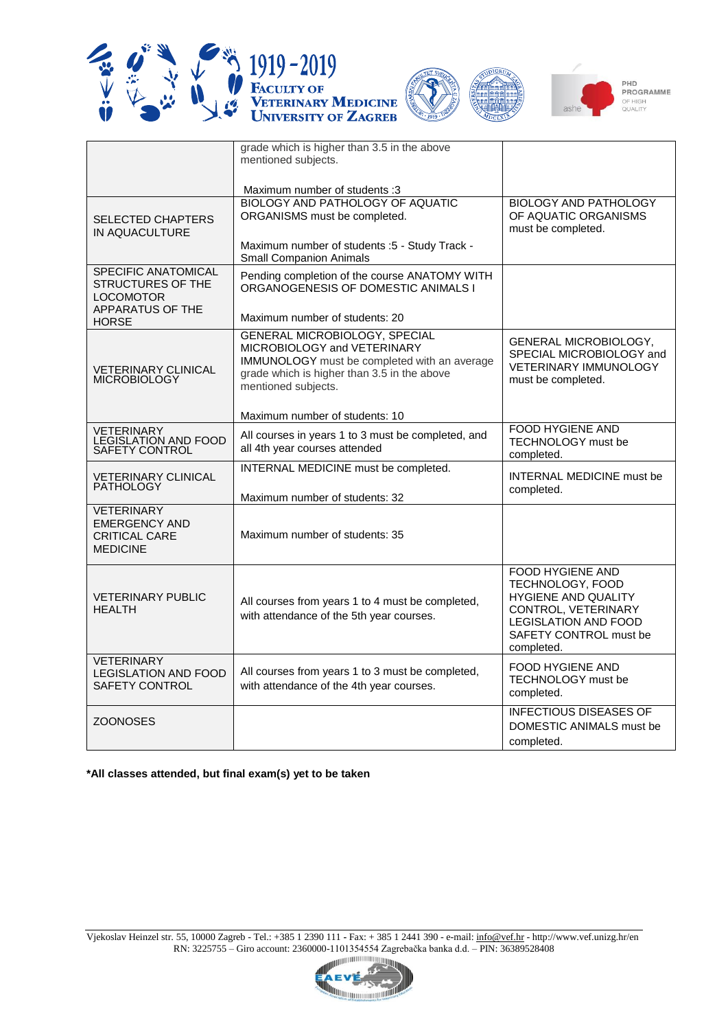| | | |
|---|---|---|
| | grade which is higher than 3.5 in the above mentioned subjects.<br><br>Maximum number of students :3 | |
| SELECTED CHAPTERS IN AQUACULTURE | BIOLOGY AND PATHOLOGY OF AQUATIC ORGANISMS must be completed.<br><br>Maximum number of students :5 - Study Track - Small Companion Animals | BIOLOGY AND PATHOLOGY OF AQUATIC ORGANISMS must be completed. |
| SPECIFIC ANATOMICAL STRUCTURES OF THE LOCOMOTOR APPARATUS OF THE HORSE | Pending completion of the course ANATOMY WITH ORGANOGENESIS OF DOMESTIC ANIMALS I<br><br>Maximum number of students: 20 | |
| VETERINARY CLINICAL MICROBIOLOGY | GENERAL MICROBIOLOGY, SPECIAL MICROBIOLOGY and VETERINARY IMMUNOLOGY must be completed with an average grade which is higher than 3.5 in the above mentioned subjects.<br><br>Maximum number of students: 10 | GENERAL MICROBIOLOGY, SPECIAL MICROBIOLOGY and VETERINARY IMMUNOLOGY must be completed. |
| VETERINARY LEGISLATION AND FOOD SAFETY CONTROL | All courses in years 1 to 3 must be completed, and all 4th year courses attended | FOOD HYGIENE AND TECHNOLOGY must be completed. |
| VETERINARY CLINICAL PATHOLOGY | INTERNAL MEDICINE must be completed.<br><br>Maximum number of students: 32 | INTERNAL MEDICINE must be completed. |
| VETERINARY EMERGENCY AND CRITICAL CARE MEDICINE | Maximum number of students: 35 | |
| VETERINARY PUBLIC HEALTH | All courses from years 1 to 4 must be completed, with attendance of the 5th year courses. | FOOD HYGIENE AND TECHNOLOGY, FOOD HYGIENE AND QUALITY CONTROL, VETERINARY LEGISLATION AND FOOD SAFETY CONTROL must be completed. |
| VETERINARY LEGISLATION AND FOOD SAFETY CONTROL | All courses from years 1 to 3 must be completed, with attendance of the 4th year courses. | FOOD HYGIENE AND TECHNOLOGY must be completed. |
| ZOONOSES | | INFECTIOUS DISEASES OF DOMESTIC ANIMALS must be completed. |

**\*All classes attended, but final exam(s) yet to be taken**